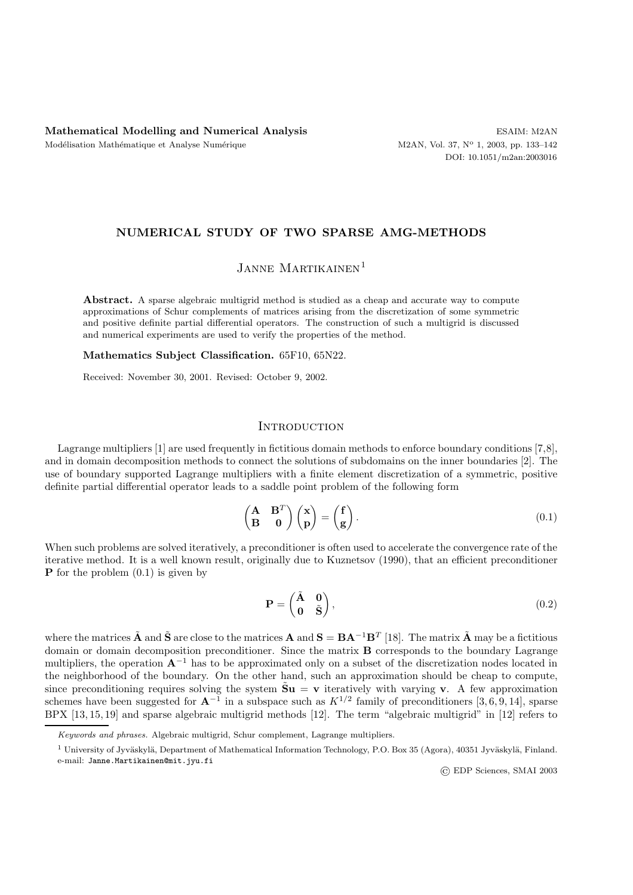# NUMERICAL STUDY OF TWO SPARSE AMG-METHODS

Janne Martikainen[1]

**Abstract.** A sparse algebraic multigrid method is studied as a cheap and accurate way to compute approximations of Schur complements of matrices arising from the discretization of some symmetric and positive definite partial differential operators. The construction of such a multigrid is discussed and numerical experiments are used to verify the properties of the method.

**Mathematics Subject Classification.** 65F10, 65N22.

Received: November 30, 2001. Revised: October 9, 2002.

## Introduction

Lagrange multipliers [1] are used frequently in fictitious domain methods to enforce boundary conditions [7,8], and in domain decomposition methods to connect the solutions of subdomains on the inner boundaries [2]. The use of boundary supported Lagrange multipliers with a finite element discretization of a symmetric, positive definite partial differential operator leads to a saddle point problem of the following form

$$\begin{pmatrix} \mathbf{A} & \mathbf{B}^T \\ \mathbf{B} & \mathbf{0} \end{pmatrix} \begin{pmatrix} \mathbf{x} \\ \mathbf{p} \end{pmatrix} = \begin{pmatrix} \mathbf{f} \\ \mathbf{g} \end{pmatrix}. \tag{0.1}$$

When such problems are solved iteratively, a preconditioner is often used to accelerate the convergence rate of the iterative method. It is a well known result, originally due to Kuznetsov (1990), that an efficient preconditioner $\mathbf{P}$ for the problem (0.1) is given by

$$\mathbf{P} = \begin{pmatrix} \tilde{\mathbf{A}} & \mathbf{0} \\ \mathbf{0} & \tilde{\mathbf{S}} \end{pmatrix}, \tag{0.2}$$

where the matrices $\tilde{\mathbf{A}}$ and $\tilde{\mathbf{S}}$ are close to the matrices $\mathbf{A}$ and $\mathbf{S} = \mathbf{B}\mathbf{A}^{-1}\mathbf{B}^T$ [18]. The matrix $\tilde{\mathbf{A}}$ may be a fictitious domain or domain decomposition preconditioner. Since the matrix $\mathbf{B}$ corresponds to the boundary Lagrange multipliers, the operation $\mathbf{A}^{-1}$ has to be approximated only on a subset of the discretization nodes located in the neighborhood of the boundary. On the other hand, such an approximation should be cheap to compute, since preconditioning requires solving the system $\tilde{\mathbf{S}}\mathbf{u} = \mathbf{v}$ iteratively with varying $\mathbf{v}$. A few approximation schemes have been suggested for $\mathbf{A}^{-1}$ in a subspace such as $K^{1/2}$ family of preconditioners [3, 6, 9, 14], sparse BPX [13, 15, 19] and sparse algebraic multigrid methods [12]. The term "algebraic multigrid" in [12] refers to

*Keywords and phrases.* Algebraic multigrid, Schur complement, Lagrange multipliers.

[1] University of Jyväskylä, Department of Mathematical Information Technology, P.O. Box 35 (Agora), 40351 Jyväskylä, Finland. e-mail: Janne.Martikainen@mit.jyu.fi

© EDP Sciences, SMAI 2003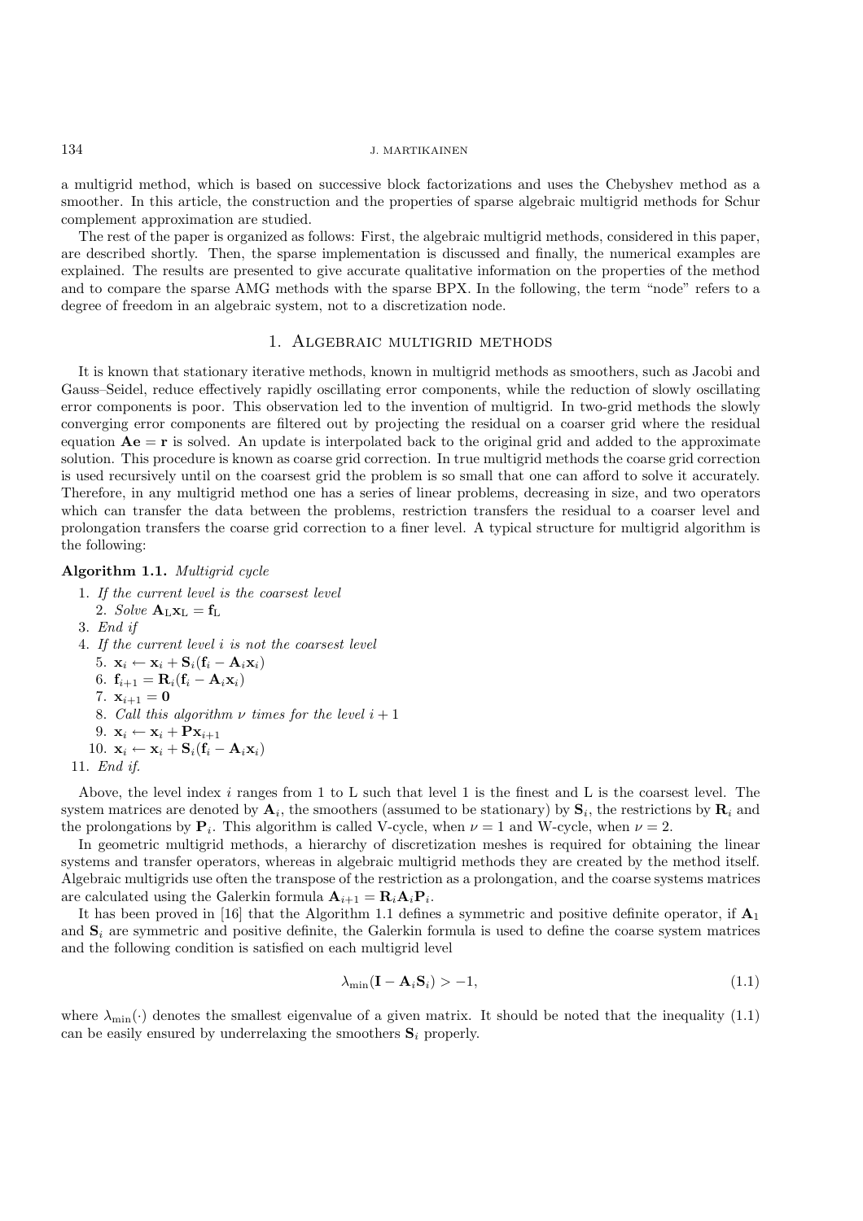a multigrid method, which is based on successive block factorizations and uses the Chebyshev method as a smoother. In this article, the construction and the properties of sparse algebraic multigrid methods for Schur complement approximation are studied.

The rest of the paper is organized as follows: First, the algebraic multigrid methods, considered in this paper, are described shortly. Then, the sparse implementation is discussed and finally, the numerical examples are explained. The results are presented to give accurate qualitative information on the properties of the method and to compare the sparse AMG methods with the sparse BPX. In the following, the term "node" refers to a degree of freedom in an algebraic system, not to a discretization node.

## 1. Algebraic multigrid methods

It is known that stationary iterative methods, known in multigrid methods as smoothers, such as Jacobi and Gauss–Seidel, reduce effectively rapidly oscillating error components, while the reduction of slowly oscillating error components is poor. This observation led to the invention of multigrid. In two-grid methods the slowly converging error components are filtered out by projecting the residual on a coarser grid where the residual equation $\mathbf{Ae} = \mathbf{r}$ is solved. An update is interpolated back to the original grid and added to the approximate solution. This procedure is known as coarse grid correction. In true multigrid methods the coarse grid correction is used recursively until on the coarsest grid the problem is so small that one can afford to solve it accurately. Therefore, in any multigrid method one has a series of linear problems, decreasing in size, and two operators which can transfer the data between the problems, restriction transfers the residual to a coarser level and prolongation transfers the coarse grid correction to a finer level. A typical structure for multigrid algorithm is the following:

**Algorithm 1.1.** *Multigrid cycle*

1. *If the current level is the coarsest level*
   2. *Solve* $\mathbf{A}_{\mathrm{L}}\mathbf{x}_{\mathrm{L}} = \mathbf{f}_{\mathrm{L}}$
3. *End if*
4. *If the current level* $i$ *is not the coarsest level*
   5. $\mathbf{x}_i \leftarrow \mathbf{x}_i + \mathbf{S}_i(\mathbf{f}_i - \mathbf{A}_i\mathbf{x}_i)$
   6. $\mathbf{f}_{i+1} = \mathbf{R}_i(\mathbf{f}_i - \mathbf{A}_i\mathbf{x}_i)$
   7. $\mathbf{x}_{i+1} = \mathbf{0}$
   8. *Call this algorithm* $\nu$ *times for the level* $i+1$
   9. $\mathbf{x}_i \leftarrow \mathbf{x}_i + \mathbf{P}\mathbf{x}_{i+1}$
   10. $\mathbf{x}_i \leftarrow \mathbf{x}_i + \mathbf{S}_i(\mathbf{f}_i - \mathbf{A}_i\mathbf{x}_i)$
11. *End if.*

Above, the level index $i$ ranges from 1 to L such that level 1 is the finest and L is the coarsest level. The system matrices are denoted by $\mathbf{A}_i$, the smoothers (assumed to be stationary) by $\mathbf{S}_i$, the restrictions by $\mathbf{R}_i$ and the prolongations by $\mathbf{P}_i$. This algorithm is called V-cycle, when $\nu = 1$ and W-cycle, when $\nu = 2$.

In geometric multigrid methods, a hierarchy of discretization meshes is required for obtaining the linear systems and transfer operators, whereas in algebraic multigrid methods they are created by the method itself. Algebraic multigrids use often the transpose of the restriction as a prolongation, and the coarse systems matrices are calculated using the Galerkin formula $\mathbf{A}_{i+1} = \mathbf{R}_i\mathbf{A}_i\mathbf{P}_i$.

It has been proved in [16] that the Algorithm 1.1 defines a symmetric and positive definite operator, if $\mathbf{A}_1$ and $\mathbf{S}_i$ are symmetric and positive definite, the Galerkin formula is used to define the coarse system matrices and the following condition is satisfied on each multigrid level

$$\lambda_{\min}(\mathbf{I} - \mathbf{A}_i\mathbf{S}_i) > -1, \tag{1.1}$$

where $\lambda_{\min}(\cdot)$ denotes the smallest eigenvalue of a given matrix. It should be noted that the inequality (1.1) can be easily ensured by underrelaxing the smoothers $\mathbf{S}_i$ properly.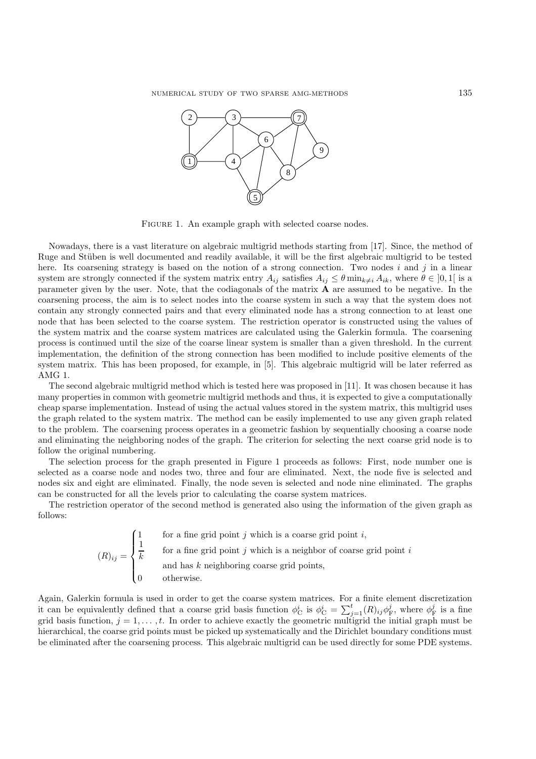FIGURE 1. An example graph with selected coarse nodes.

Nowadays, there is a vast literature on algebraic multigrid methods starting from [17]. Since, the method of Ruge and Stüben is well documented and readily available, it will be the first algebraic multigrid to be tested here. Its coarsening strategy is based on the notion of a strong connection. Two nodes $i$ and $j$ in a linear system are strongly connected if the system matrix entry $A_{ij}$ satisfies $A_{ij} \leq \theta \min_{k \neq i} A_{ik}$, where $\theta \in ]0, 1[$ is a parameter given by the user. Note, that the codiagonals of the matrix $\mathbf{A}$ are assumed to be negative. In the coarsening process, the aim is to select nodes into the coarse system in such a way that the system does not contain any strongly connected pairs and that every eliminated node has a strong connection to at least one node that has been selected to the coarse system. The restriction operator is constructed using the values of the system matrix and the coarse system matrices are calculated using the Galerkin formula. The coarsening process is continued until the size of the coarse linear system is smaller than a given threshold. In the current implementation, the definition of the strong connection has been modified to include positive elements of the system matrix. This has been proposed, for example, in [5]. This algebraic multigrid will be later referred as AMG 1.

The second algebraic multigrid method which is tested here was proposed in [11]. It was chosen because it has many properties in common with geometric multigrid methods and thus, it is expected to give a computationally cheap sparse implementation. Instead of using the actual values stored in the system matrix, this multigrid uses the graph related to the system matrix. The method can be easily implemented to use any given graph related to the problem. The coarsening process operates in a geometric fashion by sequentially choosing a coarse node and eliminating the neighboring nodes of the graph. The criterion for selecting the next coarse grid node is to follow the original numbering.

The selection process for the graph presented in Figure 1 proceeds as follows: First, node number one is selected as a coarse node and nodes two, three and four are eliminated. Next, the node five is selected and nodes six and eight are eliminated. Finally, the node seven is selected and node nine eliminated. The graphs can be constructed for all the levels prior to calculating the coarse system matrices.

The restriction operator of the second method is generated also using the information of the given graph as follows:

$$
(R)_{ij} = \begin{cases} 1 & \text{for a fine grid point } j \text{ which is a coarse grid point } i, \\ \dfrac{1}{k} & \text{for a fine grid point } j \text{ which is a neighbor of coarse grid point } i \\ & \text{and has } k \text{ neighboring coarse grid points,} \\ 0 & \text{otherwise.} \end{cases}
$$

Again, Galerkin formula is used in order to get the coarse system matrices. For a finite element discretization it can be equivalently defined that a coarse grid basis function $\phi_{\mathrm{C}}^{i}$ is $\phi_{\mathrm{C}}^{i} = \sum_{j=1}^{t} (R)_{ij} \phi_{\mathrm{F}}^{j}$, where $\phi_{\mathrm{F}}^{j}$ is a fine grid basis function, $j = 1, \ldots, t$. In order to achieve exactly the geometric multigrid the initial graph must be hierarchical, the coarse grid points must be picked up systematically and the Dirichlet boundary conditions must be eliminated after the coarsening process. This algebraic multigrid can be used directly for some PDE systems.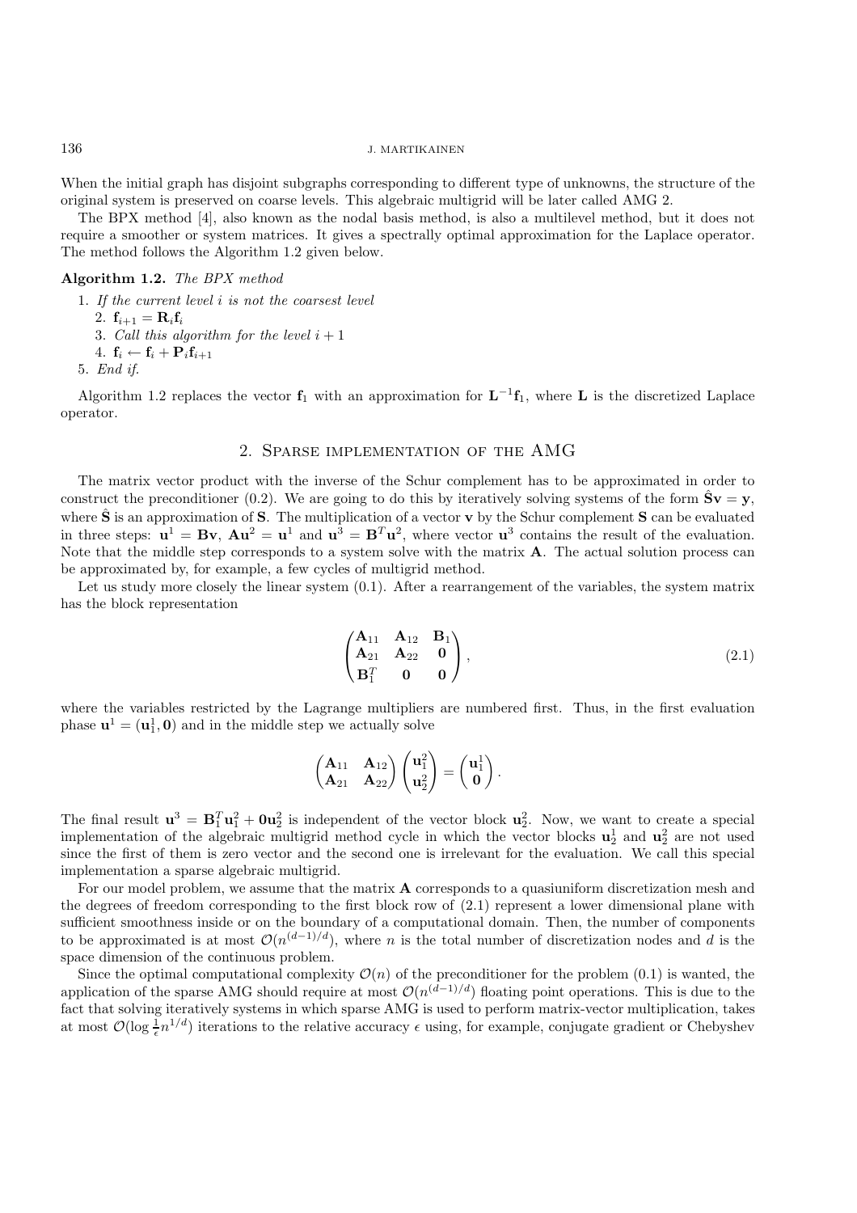When the initial graph has disjoint subgraphs corresponding to different type of unknowns, the structure of the original system is preserved on coarse levels. This algebraic multigrid will be later called AMG 2.

The BPX method [4], also known as the nodal basis method, is also a multilevel method, but it does not require a smoother or system matrices. It gives a spectrally optimal approximation for the Laplace operator. The method follows the Algorithm 1.2 given below.

**Algorithm 1.2.** *The BPX method*

1. *If the current level $i$ is not the coarsest level*
   2. $\mathbf{f}_{i+1} = \mathbf{R}_i \mathbf{f}_i$
   3. *Call this algorithm for the level $i+1$*
   4. $\mathbf{f}_i \leftarrow \mathbf{f}_i + \mathbf{P}_i \mathbf{f}_{i+1}$
5. *End if.*

Algorithm 1.2 replaces the vector $\mathbf{f}_1$ with an approximation for $\mathbf{L}^{-1}\mathbf{f}_1$, where $\mathbf{L}$ is the discretized Laplace operator.

## 2. Sparse implementation of the AMG

The matrix vector product with the inverse of the Schur complement has to be approximated in order to construct the preconditioner (0.2). We are going to do this by iteratively solving systems of the form $\hat{\mathbf{S}}\mathbf{v} = \mathbf{y}$, where $\hat{\mathbf{S}}$ is an approximation of $\mathbf{S}$. The multiplication of a vector $\mathbf{v}$ by the Schur complement $\mathbf{S}$ can be evaluated in three steps: $\mathbf{u}^1 = \mathbf{B}\mathbf{v}$, $\mathbf{A}\mathbf{u}^2 = \mathbf{u}^1$ and $\mathbf{u}^3 = \mathbf{B}^T\mathbf{u}^2$, where vector $\mathbf{u}^3$ contains the result of the evaluation. Note that the middle step corresponds to a system solve with the matrix $\mathbf{A}$. The actual solution process can be approximated by, for example, a few cycles of multigrid method.

Let us study more closely the linear system (0.1). After a rearrangement of the variables, the system matrix has the block representation

$$\begin{pmatrix} \mathbf{A}_{11} & \mathbf{A}_{12} & \mathbf{B}_1 \\ \mathbf{A}_{21} & \mathbf{A}_{22} & \mathbf{0} \\ \mathbf{B}_1^T & \mathbf{0} & \mathbf{0} \end{pmatrix}, \tag{2.1}$$

where the variables restricted by the Lagrange multipliers are numbered first. Thus, in the first evaluation phase $\mathbf{u}^1 = (\mathbf{u}_1^1, \mathbf{0})$ and in the middle step we actually solve

$$\begin{pmatrix} \mathbf{A}_{11} & \mathbf{A}_{12} \\ \mathbf{A}_{21} & \mathbf{A}_{22} \end{pmatrix} \begin{pmatrix} \mathbf{u}_1^2 \\ \mathbf{u}_2^2 \end{pmatrix} = \begin{pmatrix} \mathbf{u}_1^1 \\ \mathbf{0} \end{pmatrix}.$$

The final result $\mathbf{u}^3 = \mathbf{B}_1^T\mathbf{u}_1^2 + \mathbf{0}\mathbf{u}_2^2$ is independent of the vector block $\mathbf{u}_2^2$. Now, we want to create a special implementation of the algebraic multigrid method cycle in which the vector blocks $\mathbf{u}_2^1$ and $\mathbf{u}_2^2$ are not used since the first of them is zero vector and the second one is irrelevant for the evaluation. We call this special implementation a sparse algebraic multigrid.

For our model problem, we assume that the matrix $\mathbf{A}$ corresponds to a quasiuniform discretization mesh and the degrees of freedom corresponding to the first block row of (2.1) represent a lower dimensional plane with sufficient smoothness inside or on the boundary of a computational domain. Then, the number of components to be approximated is at most $\mathcal{O}(n^{(d-1)/d})$, where $n$ is the total number of discretization nodes and $d$ is the space dimension of the continuous problem.

Since the optimal computational complexity $\mathcal{O}(n)$ of the preconditioner for the problem (0.1) is wanted, the application of the sparse AMG should require at most $\mathcal{O}(n^{(d-1)/d})$ floating point operations. This is due to the fact that solving iteratively systems in which sparse AMG is used to perform matrix-vector multiplication, takes at most $\mathcal{O}(\log \frac{1}{\epsilon} n^{1/d})$ iterations to the relative accuracy $\epsilon$ using, for example, conjugate gradient or Chebyshev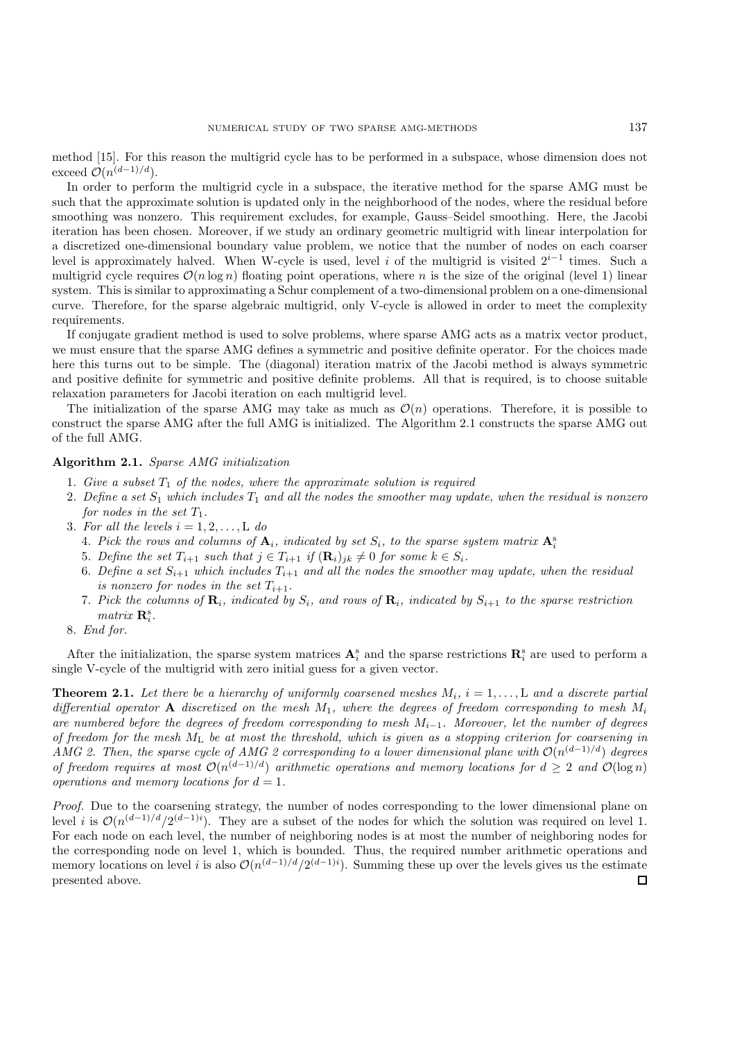method [15]. For this reason the multigrid cycle has to be performed in a subspace, whose dimension does not exceed $\mathcal{O}(n^{(d-1)/d})$.

In order to perform the multigrid cycle in a subspace, the iterative method for the sparse AMG must be such that the approximate solution is updated only in the neighborhood of the nodes, where the residual before smoothing was nonzero. This requirement excludes, for example, Gauss–Seidel smoothing. Here, the Jacobi iteration has been chosen. Moreover, if we study an ordinary geometric multigrid with linear interpolation for a discretized one-dimensional boundary value problem, we notice that the number of nodes on each coarser level is approximately halved. When W-cycle is used, level $i$ of the multigrid is visited $2^{i-1}$ times. Such a multigrid cycle requires $\mathcal{O}(n \log n)$ floating point operations, where $n$ is the size of the original (level 1) linear system. This is similar to approximating a Schur complement of a two-dimensional problem on a one-dimensional curve. Therefore, for the sparse algebraic multigrid, only V-cycle is allowed in order to meet the complexity requirements.

If conjugate gradient method is used to solve problems, where sparse AMG acts as a matrix vector product, we must ensure that the sparse AMG defines a symmetric and positive definite operator. For the choices made here this turns out to be simple. The (diagonal) iteration matrix of the Jacobi method is always symmetric and positive definite for symmetric and positive definite problems. All that is required, is to choose suitable relaxation parameters for Jacobi iteration on each multigrid level.

The initialization of the sparse AMG may take as much as $\mathcal{O}(n)$ operations. Therefore, it is possible to construct the sparse AMG after the full AMG is initialized. The Algorithm 2.1 constructs the sparse AMG out of the full AMG.

**Algorithm 2.1.** *Sparse AMG initialization*

1. *Give a subset $T_1$ of the nodes, where the approximate solution is required*
2. *Define a set $S_1$ which includes $T_1$ and all the nodes the smoother may update, when the residual is nonzero for nodes in the set $T_1$.*
3. *For all the levels $i = 1, 2, \ldots, \mathrm{L}$ do*
   4. *Pick the rows and columns of $\mathbf{A}_i$, indicated by set $S_i$, to the sparse system matrix $\mathbf{A}_i^{\mathrm{s}}$*
   5. *Define the set $T_{i+1}$ such that $j \in T_{i+1}$ if $(\mathbf{R}_i)_{jk} \neq 0$ for some $k \in S_i$.*
   6. *Define a set $S_{i+1}$ which includes $T_{i+1}$ and all the nodes the smoother may update, when the residual is nonzero for nodes in the set $T_{i+1}$.*
   7. *Pick the columns of $\mathbf{R}_i$, indicated by $S_i$, and rows of $\mathbf{R}_i$, indicated by $S_{i+1}$ to the sparse restriction matrix $\mathbf{R}_i^{\mathrm{s}}$.*
8. *End for.*

After the initialization, the sparse system matrices $\mathbf{A}_i^{\mathrm{s}}$ and the sparse restrictions $\mathbf{R}_i^{\mathrm{s}}$ are used to perform a single V-cycle of the multigrid with zero initial guess for a given vector.

**Theorem 2.1.** *Let there be a hierarchy of uniformly coarsened meshes $M_i$, $i = 1, \ldots, \mathrm{L}$ and a discrete partial differential operator $\mathbf{A}$ discretized on the mesh $M_1$, where the degrees of freedom corresponding to mesh $M_i$ are numbered before the degrees of freedom corresponding to mesh $M_{i-1}$. Moreover, let the number of degrees of freedom for the mesh $M_\mathrm{L}$ be at most the threshold, which is given as a stopping criterion for coarsening in AMG 2. Then, the sparse cycle of AMG 2 corresponding to a lower dimensional plane with $\mathcal{O}(n^{(d-1)/d})$ degrees of freedom requires at most $\mathcal{O}(n^{(d-1)/d})$ arithmetic operations and memory locations for $d \geq 2$ and $\mathcal{O}(\log n)$ operations and memory locations for $d = 1$.*

*Proof.* Due to the coarsening strategy, the number of nodes corresponding to the lower dimensional plane on level $i$ is $\mathcal{O}(n^{(d-1)/d}/2^{(d-1)i})$. They are a subset of the nodes for which the solution was required on level 1. For each node on each level, the number of neighboring nodes is at most the number of neighboring nodes for the corresponding node on level 1, which is bounded. Thus, the required number arithmetic operations and memory locations on level $i$ is also $\mathcal{O}(n^{(d-1)/d}/2^{(d-1)i})$. Summing these up over the levels gives us the estimate presented above. □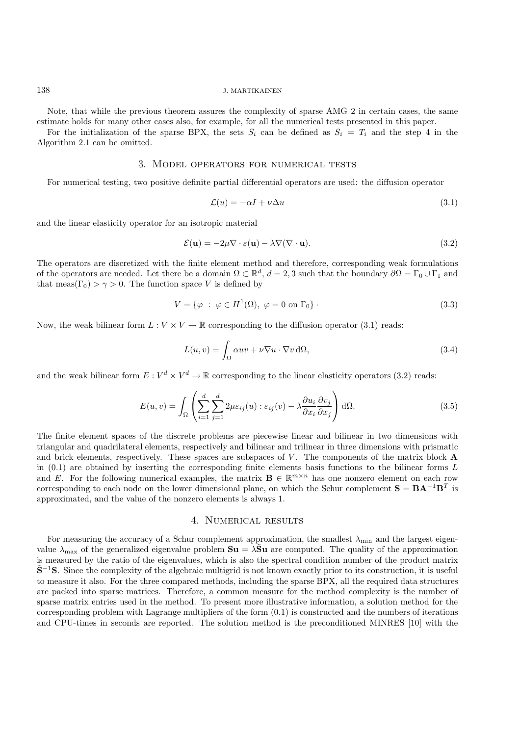Note, that while the previous theorem assures the complexity of sparse AMG 2 in certain cases, the same estimate holds for many other cases also, for example, for all the numerical tests presented in this paper.

For the initialization of the sparse BPX, the sets $S_i$ can be defined as $S_i = T_i$ and the step 4 in the Algorithm 2.1 can be omitted.

## 3. Model operators for numerical tests

For numerical testing, two positive definite partial differential operators are used: the diffusion operator

$$\mathcal{L}(u) = -\alpha I + \nu \Delta u \tag{3.1}$$

and the linear elasticity operator for an isotropic material

$$\mathcal{E}(\mathbf{u}) = -2\mu \nabla \cdot \varepsilon(\mathbf{u}) - \lambda \nabla(\nabla \cdot \mathbf{u}). \tag{3.2}$$

The operators are discretized with the finite element method and therefore, corresponding weak formulations of the operators are needed. Let there be a domain $\Omega \subset \mathbb{R}^d$, $d = 2, 3$ such that the boundary $\partial\Omega = \Gamma_0 \cup \Gamma_1$ and that $\text{meas}(\Gamma_0) > \gamma > 0$. The function space $V$ is defined by

$$V = \{\varphi \;:\; \varphi \in H^1(\Omega),\ \varphi = 0 \text{ on } \Gamma_0\} \cdot \tag{3.3}$$

Now, the weak bilinear form $L : V \times V \to \mathbb{R}$ corresponding to the diffusion operator (3.1) reads:

$$L(u, v) = \int_\Omega \alpha u v + \nu \nabla u \cdot \nabla v \, \mathrm{d}\Omega, \tag{3.4}$$

and the weak bilinear form $E : V^d \times V^d \to \mathbb{R}$ corresponding to the linear elasticity operators (3.2) reads:

$$E(u, v) = \int_\Omega \left( \sum_{i=1}^{d} \sum_{j=1}^{d} 2\mu \varepsilon_{ij}(u) : \varepsilon_{ij}(v) - \lambda \frac{\partial u_i}{\partial x_i} \frac{\partial v_j}{\partial x_j} \right) \mathrm{d}\Omega. \tag{3.5}$$

The finite element spaces of the discrete problems are piecewise linear and bilinear in two dimensions with triangular and quadrilateral elements, respectively and bilinear and trilinear in three dimensions with prismatic and brick elements, respectively. These spaces are subspaces of $V$. The components of the matrix block $\mathbf{A}$ in (0.1) are obtained by inserting the corresponding finite elements basis functions to the bilinear forms $L$ and $E$. For the following numerical examples, the matrix $\mathbf{B} \in \mathbb{R}^{m \times n}$ has one nonzero element on each row corresponding to each node on the lower dimensional plane, on which the Schur complement $\mathbf{S} = \mathbf{B}\mathbf{A}^{-1}\mathbf{B}^T$ is approximated, and the value of the nonzero elements is always 1.

## 4. Numerical results

For measuring the accuracy of a Schur complement approximation, the smallest $\lambda_{\min}$ and the largest eigenvalue $\lambda_{\max}$ of the generalized eigenvalue problem $\mathbf{S}\mathbf{u} = \lambda \tilde{\mathbf{S}}\mathbf{u}$ are computed. The quality of the approximation is measured by the ratio of the eigenvalues, which is also the spectral condition number of the product matrix $\tilde{\mathbf{S}}^{-1}\mathbf{S}$. Since the complexity of the algebraic multigrid is not known exactly prior to its construction, it is useful to measure it also. For the three compared methods, including the sparse BPX, all the required data structures are packed into sparse matrices. Therefore, a common measure for the method complexity is the number of sparse matrix entries used in the method. To present more illustrative information, a solution method for the corresponding problem with Lagrange multipliers of the form (0.1) is constructed and the numbers of iterations and CPU-times in seconds are reported. The solution method is the preconditioned MINRES [10] with the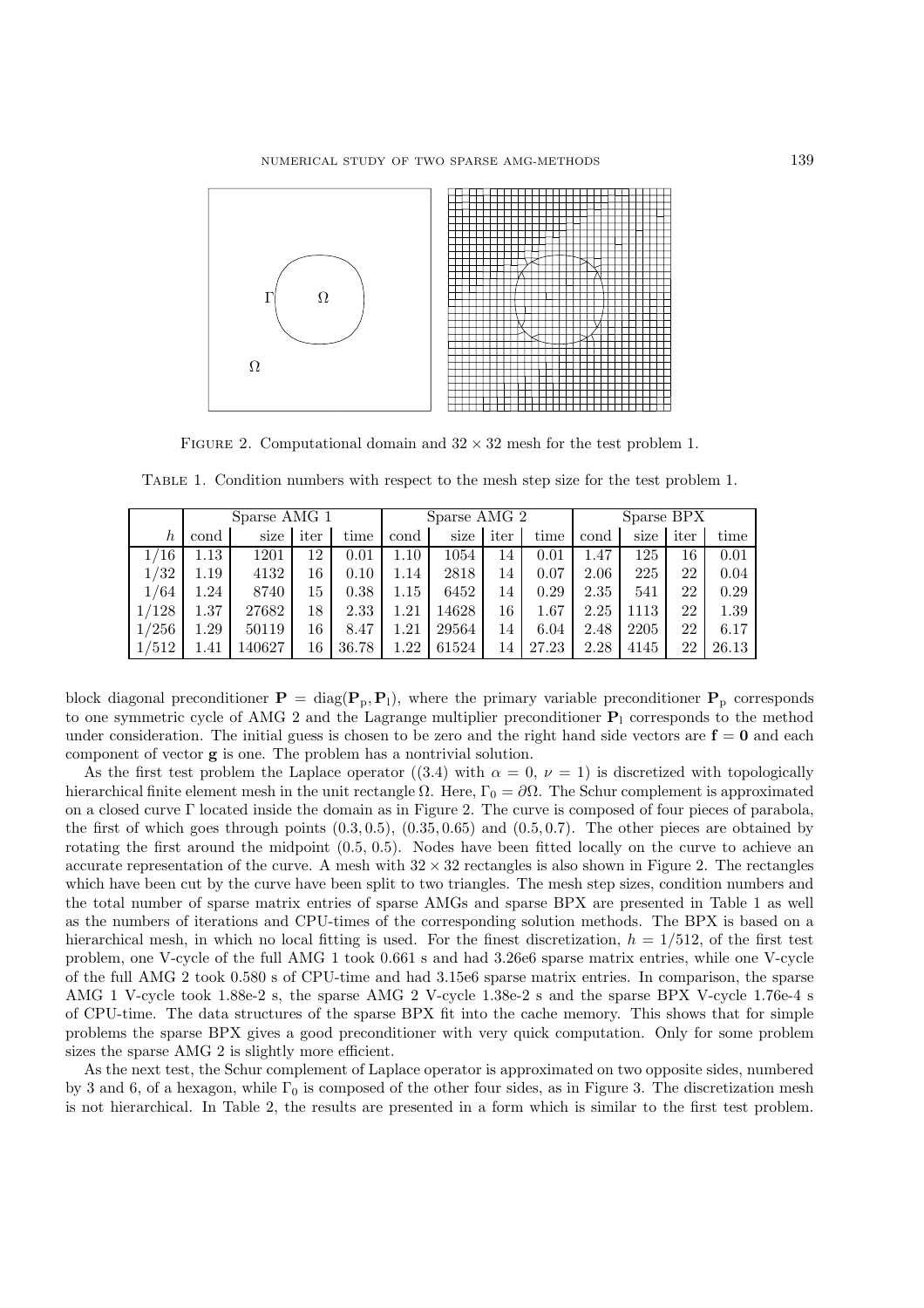Figure 2. Computational domain and $32 \times 32$ mesh for the test problem 1.

Table 1. Condition numbers with respect to the mesh step size for the test problem 1.

| | Sparse AMG 1 | | | | Sparse AMG 2 | | | | Sparse BPX | | | |
|---|---|---|---|---|---|---|---|---|---|---|---|---|
| $h$ | cond | size | iter | time | cond | size | iter | time | cond | size | iter | time |
| $1/16$ | 1.13 | 1201 | 12 | 0.01 | 1.10 | 1054 | 14 | 0.01 | 1.47 | 125 | 16 | 0.01 |
| $1/32$ | 1.19 | 4132 | 16 | 0.10 | 1.14 | 2818 | 14 | 0.07 | 2.06 | 225 | 22 | 0.04 |
| $1/64$ | 1.24 | 8740 | 15 | 0.38 | 1.15 | 6452 | 14 | 0.29 | 2.35 | 541 | 22 | 0.29 |
| $1/128$ | 1.37 | 27682 | 18 | 2.33 | 1.21 | 14628 | 16 | 1.67 | 2.25 | 1113 | 22 | 1.39 |
| $1/256$ | 1.29 | 50119 | 16 | 8.47 | 1.21 | 29564 | 14 | 6.04 | 2.48 | 2205 | 22 | 6.17 |
| $1/512$ | 1.41 | 140627 | 16 | 36.78 | 1.22 | 61524 | 14 | 27.23 | 2.28 | 4145 | 22 | 26.13 |

block diagonal preconditioner $\mathbf{P} = \text{diag}(\mathbf{P}_\text{p}, \mathbf{P}_\text{l})$, where the primary variable preconditioner $\mathbf{P}_\text{p}$ corresponds to one symmetric cycle of AMG 2 and the Lagrange multiplier preconditioner $\mathbf{P}_\text{l}$ corresponds to the method under consideration. The initial guess is chosen to be zero and the right hand side vectors are $\mathbf{f} = \mathbf{0}$ and each component of vector $\mathbf{g}$ is one. The problem has a nontrivial solution.

As the first test problem the Laplace operator ((3.4) with $\alpha = 0$, $\nu = 1$) is discretized with topologically hierarchical finite element mesh in the unit rectangle $\Omega$. Here, $\Gamma_0 = \partial\Omega$. The Schur complement is approximated on a closed curve $\Gamma$ located inside the domain as in Figure 2. The curve is composed of four pieces of parabola, the first of which goes through points $(0.3, 0.5)$, $(0.35, 0.65)$ and $(0.5, 0.7)$. The other pieces are obtained by rotating the first around the midpoint $(0.5, 0.5)$. Nodes have been fitted locally on the curve to achieve an accurate representation of the curve. A mesh with $32 \times 32$ rectangles is also shown in Figure 2. The rectangles which have been cut by the curve have been split to two triangles. The mesh step sizes, condition numbers and the total number of sparse matrix entries of sparse AMGs and sparse BPX are presented in Table 1 as well as the numbers of iterations and CPU-times of the corresponding solution methods. The BPX is based on a hierarchical mesh, in which no local fitting is used. For the finest discretization, $h = 1/512$, of the first test problem, one V-cycle of the full AMG 1 took 0.661 s and had 3.26e6 sparse matrix entries, while one V-cycle of the full AMG 2 took 0.580 s of CPU-time and had 3.15e6 sparse matrix entries. In comparison, the sparse AMG 1 V-cycle took 1.88e-2 s, the sparse AMG 2 V-cycle 1.38e-2 s and the sparse BPX V-cycle 1.76e-4 s of CPU-time. The data structures of the sparse BPX fit into the cache memory. This shows that for simple problems the sparse BPX gives a good preconditioner with very quick computation. Only for some problem sizes the sparse AMG 2 is slightly more efficient.

As the next test, the Schur complement of Laplace operator is approximated on two opposite sides, numbered by 3 and 6, of a hexagon, while $\Gamma_0$ is composed of the other four sides, as in Figure 3. The discretization mesh is not hierarchical. In Table 2, the results are presented in a form which is similar to the first test problem.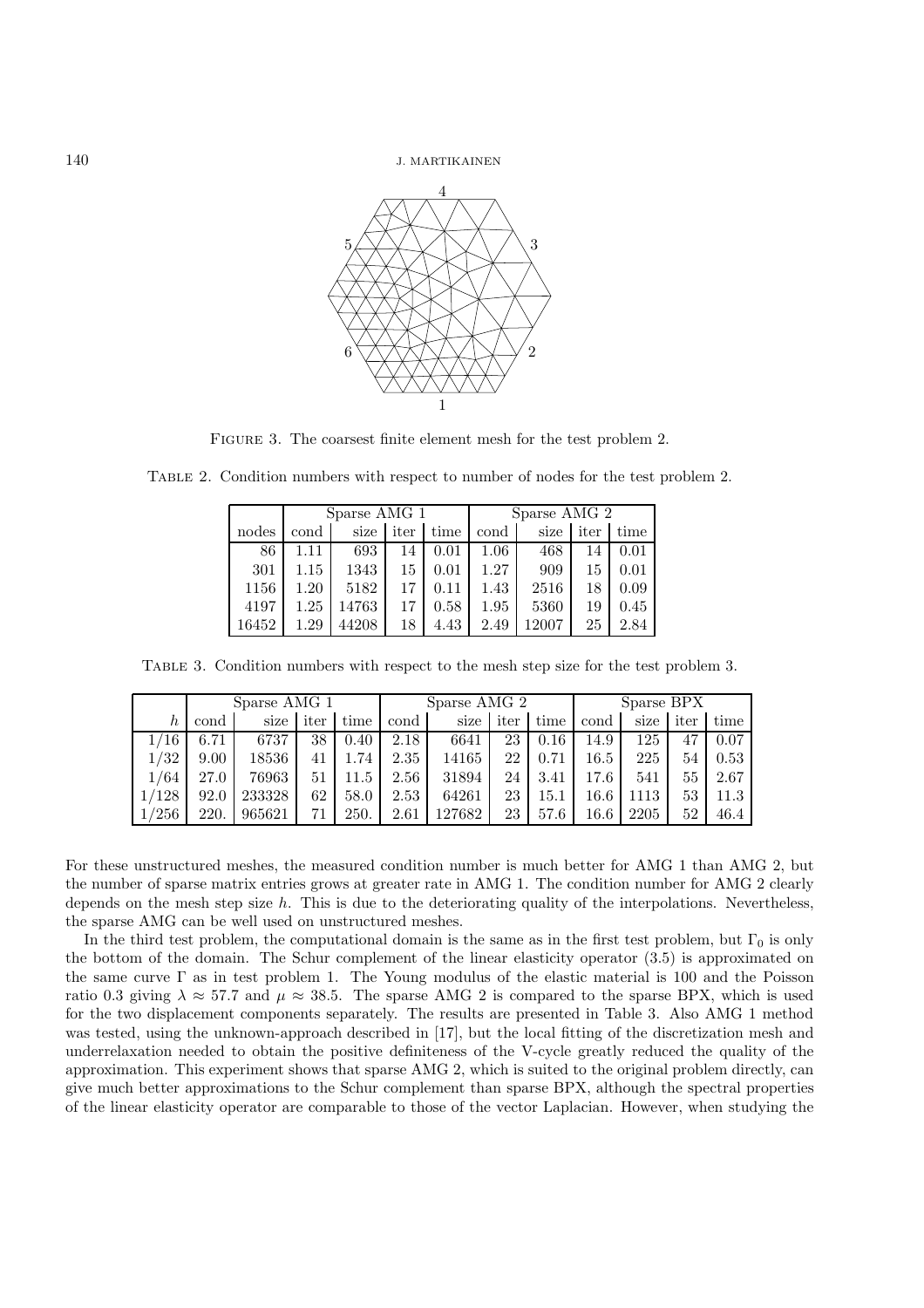Figure 3. The coarsest finite element mesh for the test problem 2.

Table 2. Condition numbers with respect to number of nodes for the test problem 2.

| | Sparse AMG 1 | | | | Sparse AMG 2 | | | |
|---|---|---|---|---|---|---|---|---|
| nodes | cond | size | iter | time | cond | size | iter | time |
| 86 | 1.11 | 693 | 14 | 0.01 | 1.06 | 468 | 14 | 0.01 |
| 301 | 1.15 | 1343 | 15 | 0.01 | 1.27 | 909 | 15 | 0.01 |
| 1156 | 1.20 | 5182 | 17 | 0.11 | 1.43 | 2516 | 18 | 0.09 |
| 4197 | 1.25 | 14763 | 17 | 0.58 | 1.95 | 5360 | 19 | 0.45 |
| 16452 | 1.29 | 44208 | 18 | 4.43 | 2.49 | 12007 | 25 | 2.84 |

Table 3. Condition numbers with respect to the mesh step size for the test problem 3.

| | Sparse AMG 1 | | | | Sparse AMG 2 | | | | Sparse BPX | | | |
|---|---|---|---|---|---|---|---|---|---|---|---|---|
| $h$ | cond | size | iter | time | cond | size | iter | time | cond | size | iter | time |
| 1/16 | 6.71 | 6737 | 38 | 0.40 | 2.18 | 6641 | 23 | 0.16 | 14.9 | 125 | 47 | 0.07 |
| 1/32 | 9.00 | 18536 | 41 | 1.74 | 2.35 | 14165 | 22 | 0.71 | 16.5 | 225 | 54 | 0.53 |
| 1/64 | 27.0 | 76963 | 51 | 11.5 | 2.56 | 31894 | 24 | 3.41 | 17.6 | 541 | 55 | 2.67 |
| 1/128 | 92.0 | 233328 | 62 | 58.0 | 2.53 | 64261 | 23 | 15.1 | 16.6 | 1113 | 53 | 11.3 |
| 1/256 | 220. | 965621 | 71 | 250. | 2.61 | 127682 | 23 | 57.6 | 16.6 | 2205 | 52 | 46.4 |

For these unstructured meshes, the measured condition number is much better for AMG 1 than AMG 2, but the number of sparse matrix entries grows at greater rate in AMG 1. The condition number for AMG 2 clearly depends on the mesh step size $h$. This is due to the deteriorating quality of the interpolations. Nevertheless, the sparse AMG can be well used on unstructured meshes.

In the third test problem, the computational domain is the same as in the first test problem, but $\Gamma_0$ is only the bottom of the domain. The Schur complement of the linear elasticity operator (3.5) is approximated on the same curve $\Gamma$ as in test problem 1. The Young modulus of the elastic material is 100 and the Poisson ratio 0.3 giving $\lambda \approx 57.7$ and $\mu \approx 38.5$. The sparse AMG 2 is compared to the sparse BPX, which is used for the two displacement components separately. The results are presented in Table 3. Also AMG 1 method was tested, using the unknown-approach described in [17], but the local fitting of the discretization mesh and underrelaxation needed to obtain the positive definiteness of the V-cycle greatly reduced the quality of the approximation. This experiment shows that sparse AMG 2, which is suited to the original problem directly, can give much better approximations to the Schur complement than sparse BPX, although the spectral properties of the linear elasticity operator are comparable to those of the vector Laplacian. However, when studying the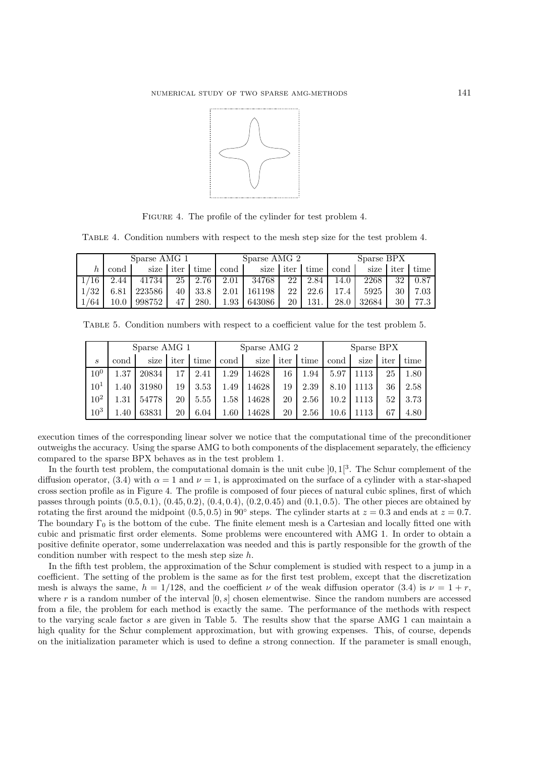FIGURE 4. The profile of the cylinder for test problem 4.

TABLE 4. Condition numbers with respect to the mesh step size for the test problem 4.

| | Sparse AMG 1 | | | | Sparse AMG 2 | | | | Sparse BPX | | | |
|---|---|---|---|---|---|---|---|---|---|---|---|---|
| $h$ | cond | size | iter | time | cond | size | iter | time | cond | size | iter | time |
| 1/16 | 2.44 | 41734 | 25 | 2.76 | 2.01 | 34768 | 22 | 2.84 | 14.0 | 2268 | 32 | 0.87 |
| 1/32 | 6.81 | 223586 | 40 | 33.8 | 2.01 | 161198 | 22 | 22.6 | 17.4 | 5925 | 30 | 7.03 |
| 1/64 | 10.0 | 998752 | 47 | 280. | 1.93 | 643086 | 20 | 131. | 28.0 | 32684 | 30 | 77.3 |

TABLE 5. Condition numbers with respect to a coefficient value for the test problem 5.

| | Sparse AMG 1 | | | | Sparse AMG 2 | | | | Sparse BPX | | | |
|---|---|---|---|---|---|---|---|---|---|---|---|---|
| $s$ | cond | size | iter | time | cond | size | iter | time | cond | size | iter | time |
| $10^0$ | 1.37 | 20834 | 17 | 2.41 | 1.29 | 14628 | 16 | 1.94 | 5.97 | 1113 | 25 | 1.80 |
| $10^1$ | 1.40 | 31980 | 19 | 3.53 | 1.49 | 14628 | 19 | 2.39 | 8.10 | 1113 | 36 | 2.58 |
| $10^2$ | 1.31 | 54778 | 20 | 5.55 | 1.58 | 14628 | 20 | 2.56 | 10.2 | 1113 | 52 | 3.73 |
| $10^3$ | 1.40 | 63831 | 20 | 6.04 | 1.60 | 14628 | 20 | 2.56 | 10.6 | 1113 | 67 | 4.80 |

execution times of the corresponding linear solver we notice that the computational time of the preconditioner outweighs the accuracy. Using the sparse AMG to both components of the displacement separately, the efficiency compared to the sparse BPX behaves as in the test problem 1.

In the fourth test problem, the computational domain is the unit cube $]0,1[^3$. The Schur complement of the diffusion operator, (3.4) with $\alpha = 1$ and $\nu = 1$, is approximated on the surface of a cylinder with a star-shaped cross section profile as in Figure 4. The profile is composed of four pieces of natural cubic splines, first of which passes through points $(0.5, 0.1)$, $(0.45, 0.2)$, $(0.4, 0.4)$, $(0.2, 0.45)$ and $(0.1, 0.5)$. The other pieces are obtained by rotating the first around the midpoint $(0.5, 0.5)$ in $90^\circ$ steps. The cylinder starts at $z = 0.3$ and ends at $z = 0.7$. The boundary $\Gamma_0$ is the bottom of the cube. The finite element mesh is a Cartesian and locally fitted one with cubic and prismatic first order elements. Some problems were encountered with AMG 1. In order to obtain a positive definite operator, some underrelaxation was needed and this is partly responsible for the growth of the condition number with respect to the mesh step size $h$.

In the fifth test problem, the approximation of the Schur complement is studied with respect to a jump in a coefficient. The setting of the problem is the same as for the first test problem, except that the discretization mesh is always the same, $h = 1/128$, and the coefficient $\nu$ of the weak diffusion operator (3.4) is $\nu = 1 + r$, where $r$ is a random number of the interval $[0, s]$ chosen elementwise. Since the random numbers are accessed from a file, the problem for each method is exactly the same. The performance of the methods with respect to the varying scale factor $s$ are given in Table 5. The results show that the sparse AMG 1 can maintain a high quality for the Schur complement approximation, but with growing expenses. This, of course, depends on the initialization parameter which is used to define a strong connection. If the parameter is small enough,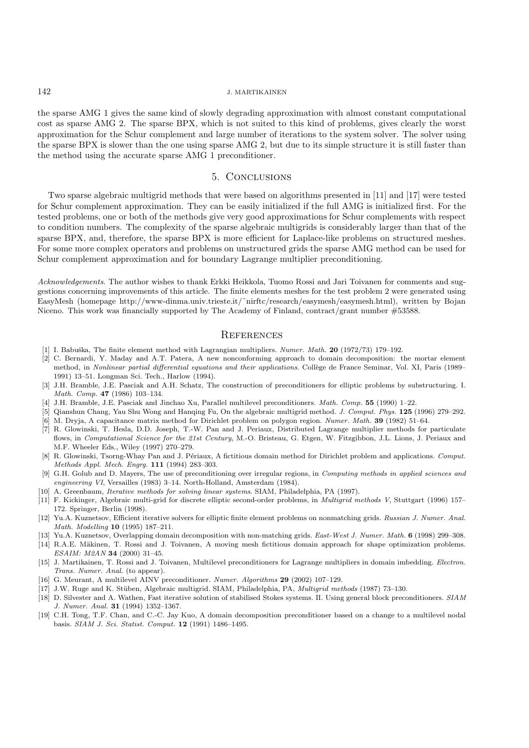the sparse AMG 1 gives the same kind of slowly degrading approximation with almost constant computational cost as sparse AMG 2. The sparse BPX, which is not suited to this kind of problems, gives clearly the worst approximation for the Schur complement and large number of iterations to the system solver. The solver using the sparse BPX is slower than the one using sparse AMG 2, but due to its simple structure it is still faster than the method using the accurate sparse AMG 1 preconditioner.

## 5. Conclusions

Two sparse algebraic multigrid methods that were based on algorithms presented in [11] and [17] were tested for Schur complement approximation. They can be easily initialized if the full AMG is initialized first. For the tested problems, one or both of the methods give very good approximations for Schur complements with respect to condition numbers. The complexity of the sparse algebraic multigrids is considerably larger than that of the sparse BPX, and, therefore, the sparse BPX is more efficient for Laplace-like problems on structured meshes. For some more complex operators and problems on unstructured grids the sparse AMG method can be used for Schur complement approximation and for boundary Lagrange multiplier preconditioning.

*Acknowledgements*. The author wishes to thank Erkki Heikkola, Tuomo Rossi and Jari Toivanen for comments and suggestions concerning improvements of this article. The finite elements meshes for the test problem 2 were generated using EasyMesh (homepage http://www-dinma.univ.trieste.it/~nirftc/research/easymesh/easymesh.html), written by Bojan Niceno. This work was financially supported by The Academy of Finland, contract/grant number #53588.

## References

[1] I. Babuška, The finite element method with Lagrangian multipliers. *Numer. Math.* **20** (1972/73) 179–192.

[2] C. Bernardi, Y. Maday and A.T. Patera, A new nonconforming approach to domain decomposition: the mortar element method, in *Nonlinear partial differential equations and their applications*. Collège de France Seminar, Vol. XI, Paris (1989–1991) 13–51. Longman Sci. Tech., Harlow (1994).

[3] J.H. Bramble, J.E. Pasciak and A.H. Schatz, The construction of preconditioners for elliptic problems by substructuring. I. *Math. Comp.* **47** (1986) 103–134.

[4] J.H. Bramble, J.E. Pasciak and Jinchao Xu, Parallel multilevel preconditioners. *Math. Comp.* **55** (1990) 1–22.

[5] Qianshun Chang, Yau Shu Wong and Hanqing Fu, On the algebraic multigrid method. *J. Comput. Phys.* **125** (1996) 279–292.

[6] M. Dryja, A capacitance matrix method for Dirichlet problem on polygon region. *Numer. Math.* **39** (1982) 51–64.

[7] R. Glowinski, T. Hesla, D.D. Joseph, T.-W. Pan and J. Periaux, Distributed Lagrange multiplier methods for particulate flows, in *Computational Science for the 21st Century*, M.-O. Bristeau, G. Etgen, W. Fitzgibbon, J.L. Lions, J. Periaux and M.F. Wheeler Eds., Wiley (1997) 270–279.

[8] R. Glowinski, Tsorng-Whay Pan and J. Périaux, A fictitious domain method for Dirichlet problem and applications. *Comput. Methods Appl. Mech. Engrg.* **111** (1994) 283–303.

[9] G.H. Golub and D. Mayers, The use of preconditioning over irregular regions, in *Computing methods in applied sciences and engineering VI*, Versailles (1983) 3–14. North-Holland, Amsterdam (1984).

[10] A. Greenbaum, *Iterative methods for solving linear systems*. SIAM, Philadelphia, PA (1997).

[11] F. Kickinger, Algebraic multi-grid for discrete elliptic second-order problems, in *Multigrid methods V*, Stuttgart (1996) 157–172. Springer, Berlin (1998).

[12] Yu.A. Kuznetsov, Efficient iterative solvers for elliptic finite element problems on nonmatching grids. *Russian J. Numer. Anal. Math. Modelling* **10** (1995) 187–211.

[13] Yu.A. Kuznetsov, Overlapping domain decomposition with non-matching grids. *East-West J. Numer. Math.* **6** (1998) 299–308.

[14] R.A.E. Mäkinen, T. Rossi and J. Toivanen, A moving mesh fictitious domain approach for shape optimization problems. *ESAIM: M2AN* **34** (2000) 31–45.

[15] J. Martikainen, T. Rossi and J. Toivanen, Multilevel preconditioners for Lagrange multipliers in domain imbedding. *Electron. Trans. Numer. Anal.* (to appear).

[16] G. Meurant, A multilevel AINV preconditioner. *Numer. Algorithms* **29** (2002) 107–129.

[17] J.W. Ruge and K. Stüben, Algebraic multigrid. SIAM, Philadelphia, PA, *Multigrid methods* (1987) 73–130.

[18] D. Silvester and A. Wathen, Fast iterative solution of stabilised Stokes systems. II. Using general block preconditioners. *SIAM J. Numer. Anal.* **31** (1994) 1352–1367.

[19] C.H. Tong, T.F. Chan, and C.-C. Jay Kuo, A domain decomposition preconditioner based on a change to a multilevel nodal basis. *SIAM J. Sci. Statist. Comput.* **12** (1991) 1486–1495.